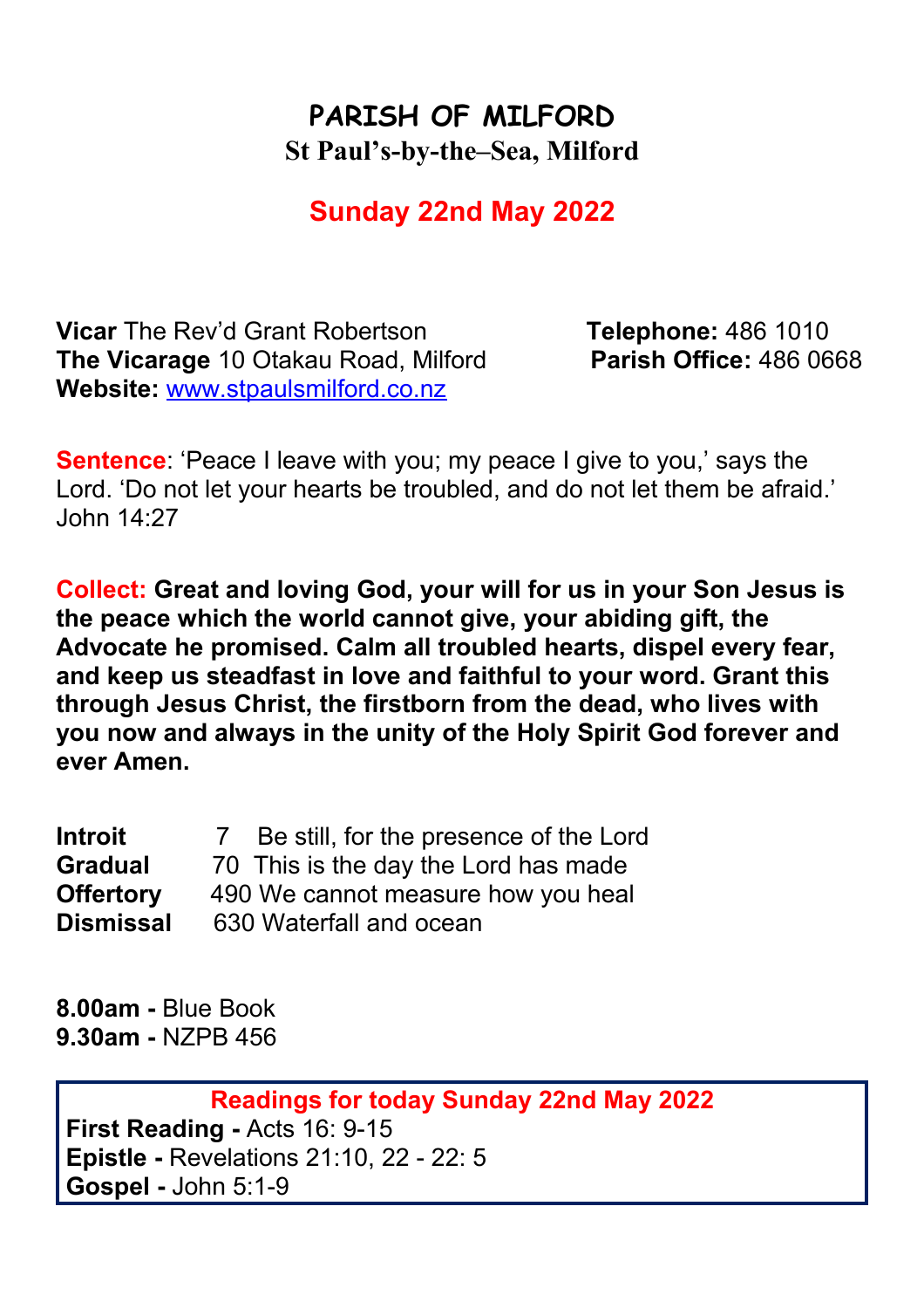# PARISH OF MILFORD

## St Paul's-by-the–Sea, Milford

## Sunday 22nd May 2022

**Vicar** The Rev'd Grant Robertson **Telephone:** 486 1010
**The Vicarage** 10 Otakau Road, Milford **Parish Office:** 486 0668
**Website:** [www.stpaulsmilford.co.nz](http://www.stpaulsmilford.co.nz)

**Sentence**: 'Peace I leave with you; my peace I give to you,' says the Lord. 'Do not let your hearts be troubled, and do not let them be afraid.' John 14:27

**Collect: Great and loving God, your will for us in your Son Jesus is the peace which the world cannot give, your abiding gift, the Advocate he promised. Calm all troubled hearts, dispel every fear, and keep us steadfast in love and faithful to your word. Grant this through Jesus Christ, the firstborn from the dead, who lives with you now and always in the unity of the Holy Spirit God forever and ever Amen.**

| | | |
|---|---|---|
| **Introit** | 7 | Be still, for the presence of the Lord |
| **Gradual** | 70 | This is the day the Lord has made |
| **Offertory** | 490 | We cannot measure how you heal |
| **Dismissal** | 630 | Waterfall and ocean |

**8.00am -** Blue Book
**9.30am -** NZPB 456

**Readings for today Sunday 22nd May 2022**

**First Reading -** Acts 16: 9-15
**Epistle -** Revelations 21:10, 22 - 22: 5
**Gospel -** John 5:1-9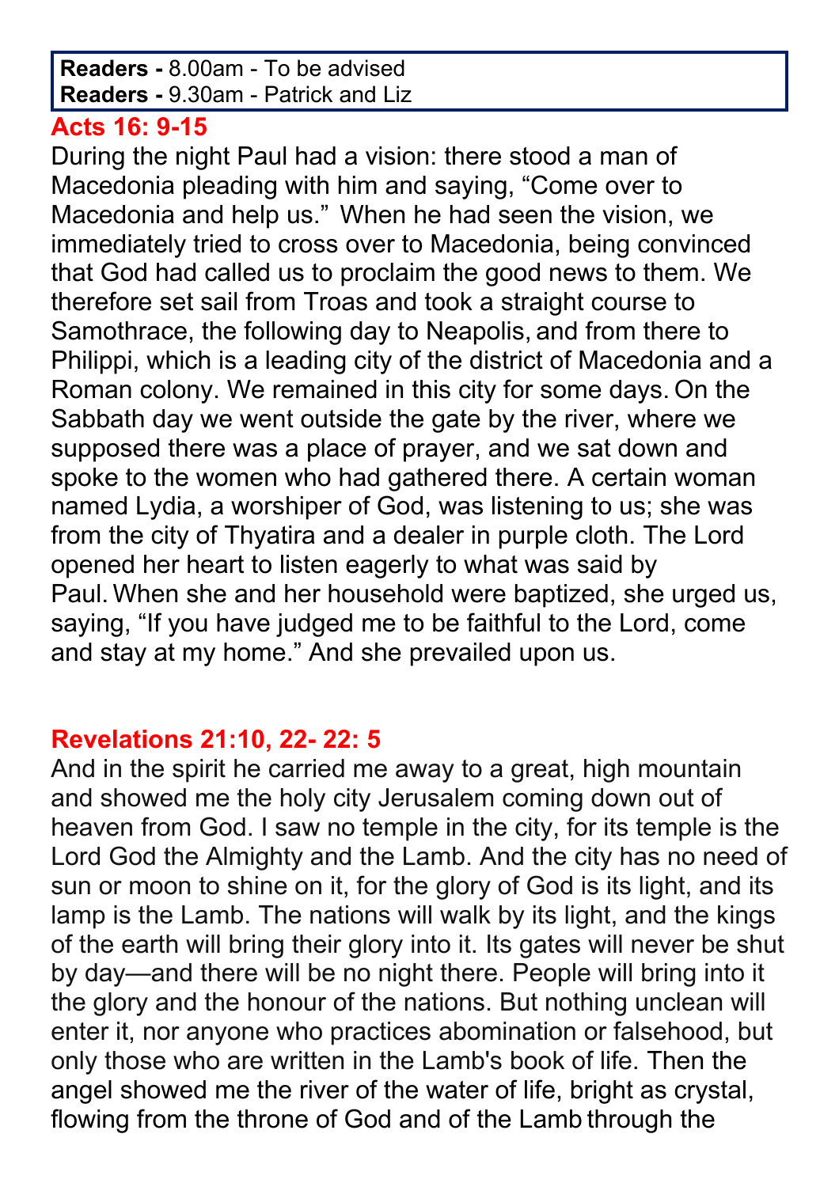**Readers -** 8.00am - To be advised
**Readers -** 9.30am - Patrick and Liz

## Acts 16: 9-15

During the night Paul had a vision: there stood a man of Macedonia pleading with him and saying, "Come over to Macedonia and help us." When he had seen the vision, we immediately tried to cross over to Macedonia, being convinced that God had called us to proclaim the good news to them. We therefore set sail from Troas and took a straight course to Samothrace, the following day to Neapolis, and from there to Philippi, which is a leading city of the district of Macedonia and a Roman colony. We remained in this city for some days. On the Sabbath day we went outside the gate by the river, where we supposed there was a place of prayer, and we sat down and spoke to the women who had gathered there. A certain woman named Lydia, a worshiper of God, was listening to us; she was from the city of Thyatira and a dealer in purple cloth. The Lord opened her heart to listen eagerly to what was said by Paul. When she and her household were baptized, she urged us, saying, "If you have judged me to be faithful to the Lord, come and stay at my home." And she prevailed upon us.

## Revelations 21:10, 22- 22: 5

And in the spirit he carried me away to a great, high mountain and showed me the holy city Jerusalem coming down out of heaven from God. I saw no temple in the city, for its temple is the Lord God the Almighty and the Lamb. And the city has no need of sun or moon to shine on it, for the glory of God is its light, and its lamp is the Lamb. The nations will walk by its light, and the kings of the earth will bring their glory into it. Its gates will never be shut by day—and there will be no night there. People will bring into it the glory and the honour of the nations. But nothing unclean will enter it, nor anyone who practices abomination or falsehood, but only those who are written in the Lamb's book of life. Then the angel showed me the river of the water of life, bright as crystal, flowing from the throne of God and of the Lamb through the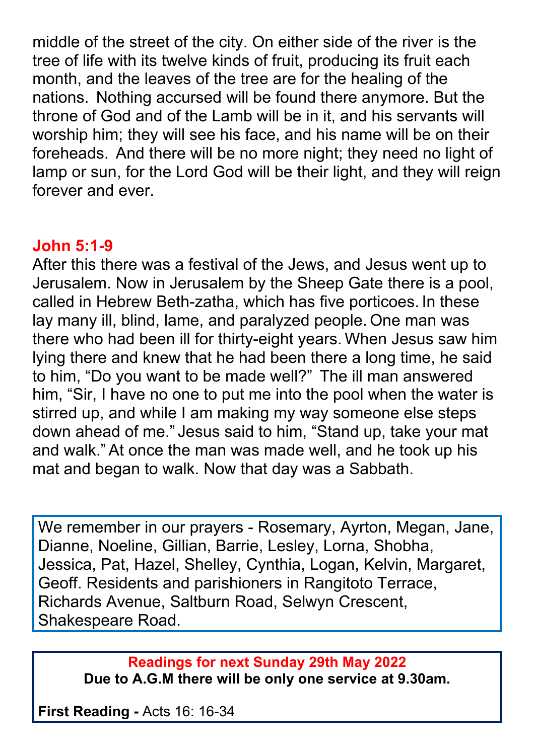middle of the street of the city. On either side of the river is the tree of life with its twelve kinds of fruit, producing its fruit each month, and the leaves of the tree are for the healing of the nations. Nothing accursed will be found there anymore. But the throne of God and of the Lamb will be in it, and his servants will worship him; they will see his face, and his name will be on their foreheads. And there will be no more night; they need no light of lamp or sun, for the Lord God will be their light, and they will reign forever and ever.

## John 5:1-9

After this there was a festival of the Jews, and Jesus went up to Jerusalem. Now in Jerusalem by the Sheep Gate there is a pool, called in Hebrew Beth-zatha, which has five porticoes. In these lay many ill, blind, lame, and paralyzed people. One man was there who had been ill for thirty-eight years. When Jesus saw him lying there and knew that he had been there a long time, he said to him, “Do you want to be made well?” The ill man answered him, “Sir, I have no one to put me into the pool when the water is stirred up, and while I am making my way someone else steps down ahead of me.” Jesus said to him, “Stand up, take your mat and walk.” At once the man was made well, and he took up his mat and began to walk. Now that day was a Sabbath.

We remember in our prayers - Rosemary, Ayrton, Megan, Jane, Dianne, Noeline, Gillian, Barrie, Lesley, Lorna, Shobha, Jessica, Pat, Hazel, Shelley, Cynthia, Logan, Kelvin, Margaret, Geoff. Residents and parishioners in Rangitoto Terrace, Richards Avenue, Saltburn Road, Selwyn Crescent, Shakespeare Road.

**Readings for next Sunday 29th May 2022**
**Due to A.G.M there will be only one service at 9.30am.**

**First Reading -** Acts 16: 16-34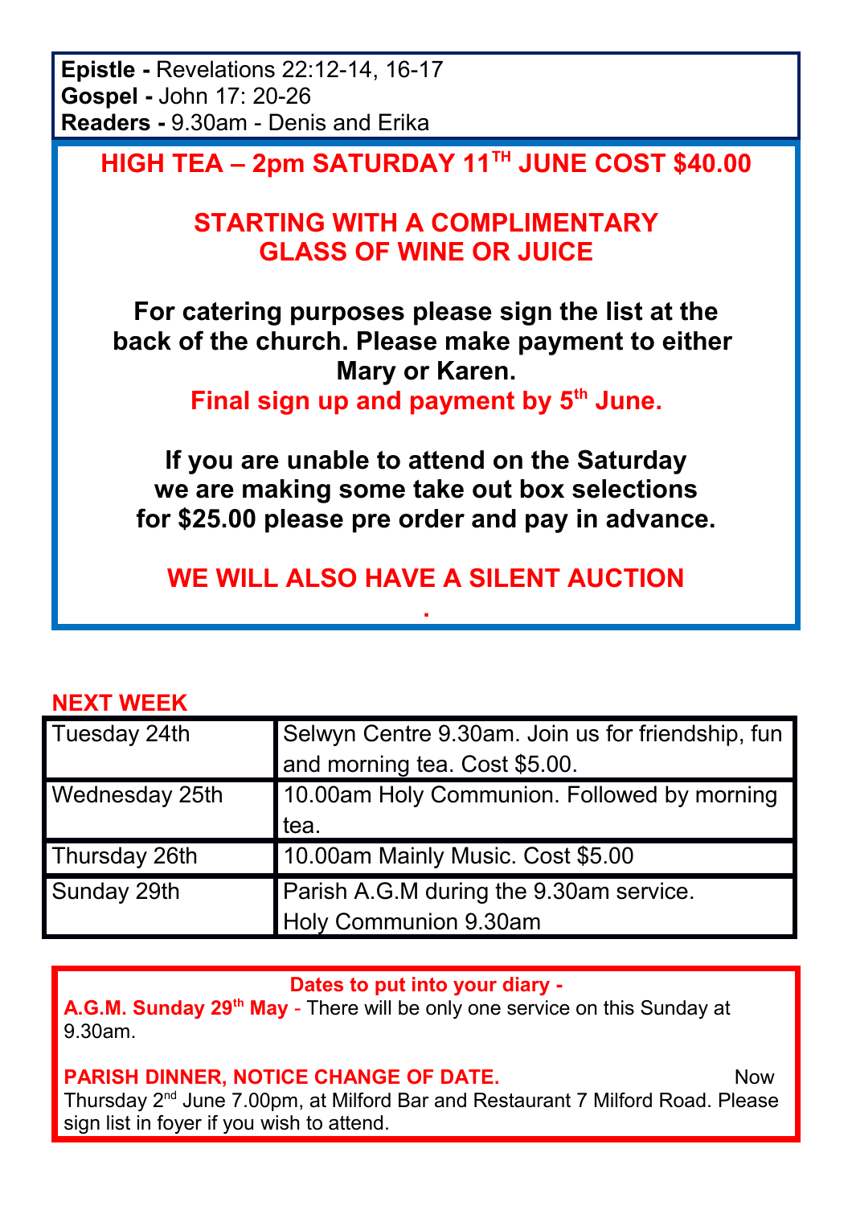**Epistle -** Revelations 22:12-14, 16-17
**Gospel -** John 17: 20-26
**Readers -** 9.30am - Denis and Erika

**HIGH TEA – 2pm SATURDAY 11TH JUNE COST $40.00**

**STARTING WITH A COMPLIMENTARY GLASS OF WINE OR JUICE**

**For catering purposes please sign the list at the back of the church. Please make payment to either Mary or Karen.**
**Final sign up and payment by 5th June.**

**If you are unable to attend on the Saturday we are making some take out box selections for $25.00 please pre order and pay in advance.**

**WE WILL ALSO HAVE A SILENT AUCTION**

.

**NEXT WEEK**

| | |
|---|---|
| Tuesday 24th | Selwyn Centre 9.30am. Join us for friendship, fun and morning tea. Cost $5.00. |
| Wednesday 25th | 10.00am Holy Communion. Followed by morning tea. |
| Thursday 26th | 10.00am Mainly Music. Cost $5.00 |
| Sunday 29th | Parish A.G.M during the 9.30am service. Holy Communion 9.30am |

**Dates to put into your diary -**

**A.G.M. Sunday 29th May** - There will be only one service on this Sunday at 9.30am.

**PARISH DINNER, NOTICE CHANGE OF DATE.** Now Thursday 2nd June 7.00pm, at Milford Bar and Restaurant 7 Milford Road. Please sign list in foyer if you wish to attend.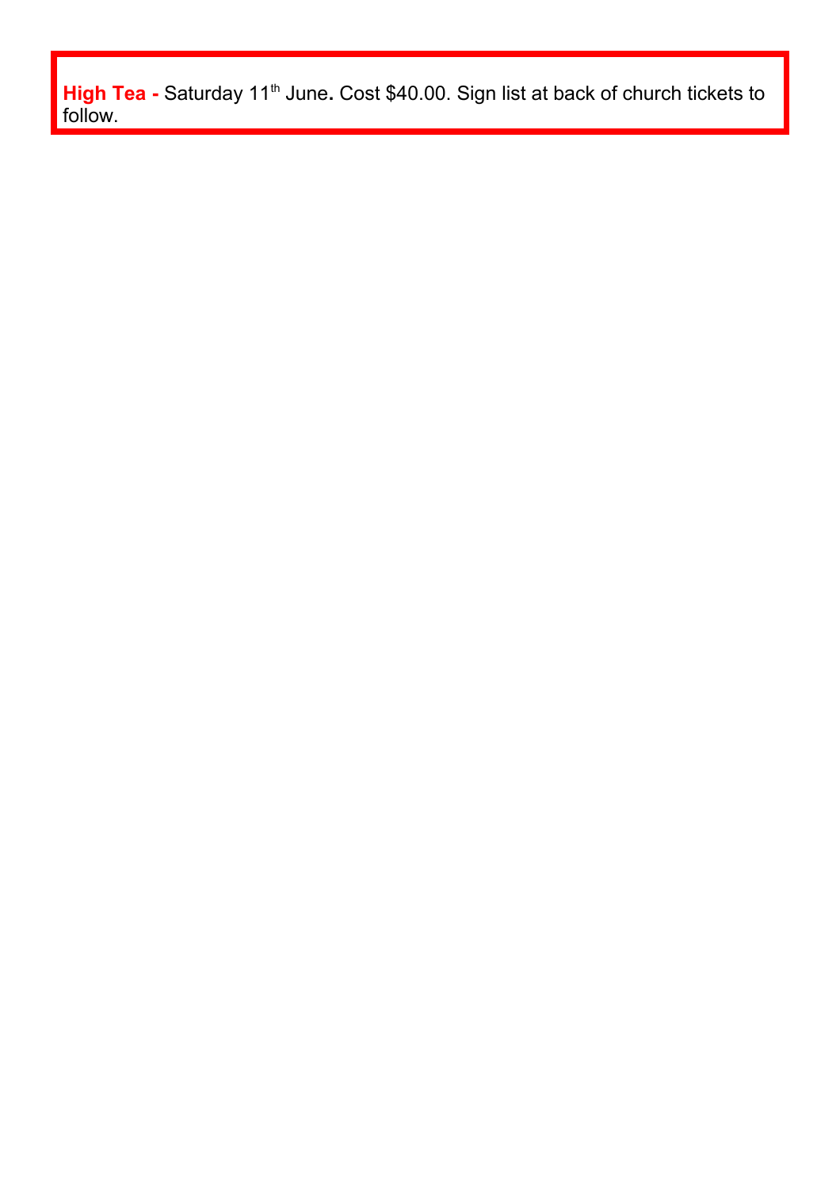**High Tea -** Saturday 11th June**.** Cost $40.00. Sign list at back of church tickets to follow.